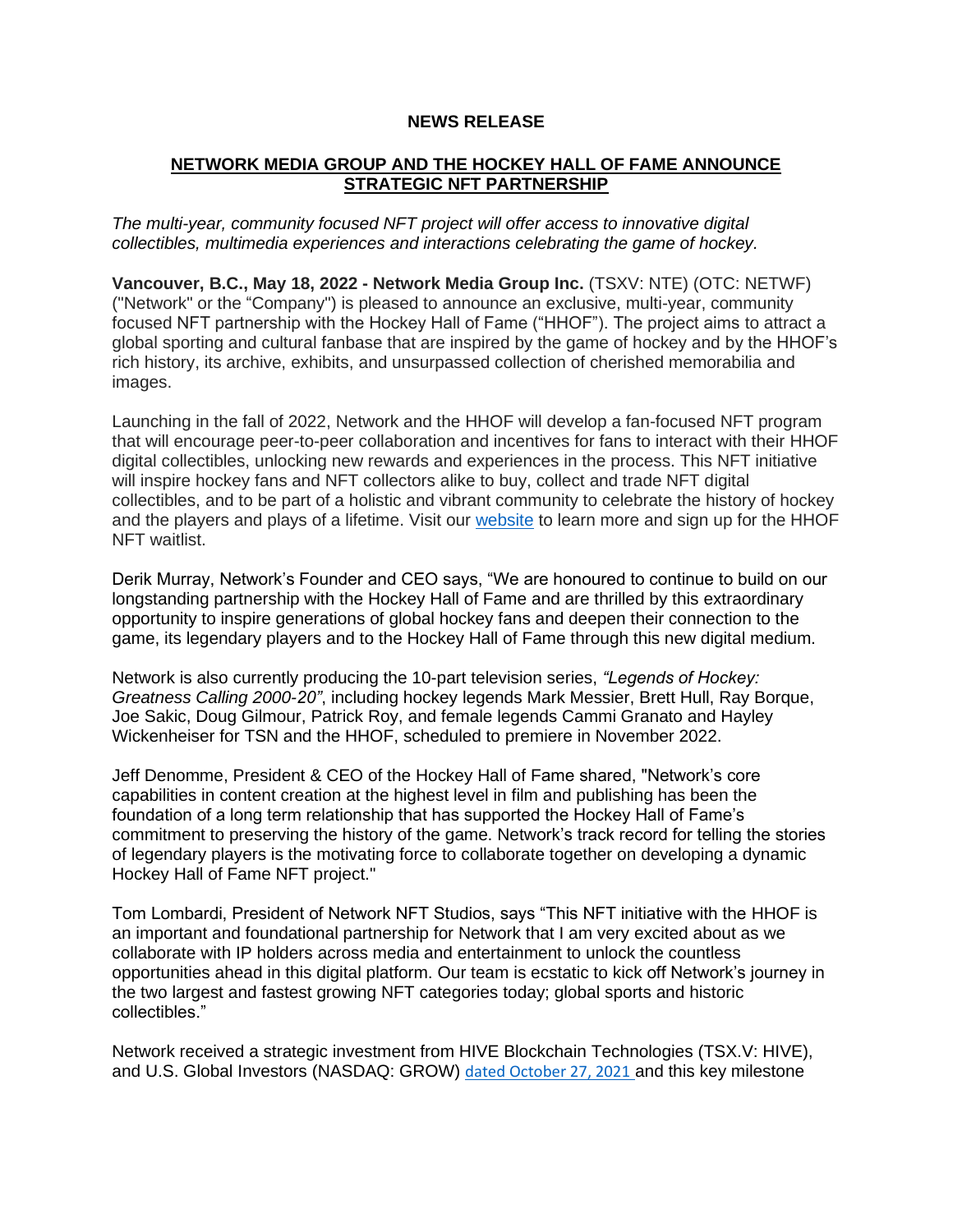**NEWS RELEASE**

**NETWORK MEDIA GROUP AND THE HOCKEY HALL OF FAME ANNOUNCE STRATEGIC NFT PARTNERSHIP**

*The multi-year, community focused NFT project will offer access to innovative digital collectibles, multimedia experiences and interactions celebrating the game of hockey.*

**Vancouver, B.C., May 18, 2022 - Network Media Group Inc.** (TSXV: NTE) (OTC: NETWF) ("Network" or the "Company") is pleased to announce an exclusive, multi-year, community focused NFT partnership with the Hockey Hall of Fame ("HHOF"). The project aims to attract a global sporting and cultural fanbase that are inspired by the game of hockey and by the HHOF's rich history, its archive, exhibits, and unsurpassed collection of cherished memorabilia and images.

Launching in the fall of 2022, Network and the HHOF will develop a fan-focused NFT program that will encourage peer-to-peer collaboration and incentives for fans to interact with their HHOF digital collectibles, unlocking new rewards and experiences in the process. This NFT initiative will inspire hockey fans and NFT collectors alike to buy, collect and trade NFT digital collectibles, and to be part of a holistic and vibrant community to celebrate the history of hockey and the players and plays of a lifetime. Visit our website to learn more and sign up for the HHOF NFT waitlist.

Derik Murray, Network's Founder and CEO says, "We are honoured to continue to build on our longstanding partnership with the Hockey Hall of Fame and are thrilled by this extraordinary opportunity to inspire generations of global hockey fans and deepen their connection to the game, its legendary players and to the Hockey Hall of Fame through this new digital medium.

Network is also currently producing the 10-part television series, *"Legends of Hockey: Greatness Calling 2000-20"*, including hockey legends Mark Messier, Brett Hull, Ray Borque, Joe Sakic, Doug Gilmour, Patrick Roy, and female legends Cammi Granato and Hayley Wickenheiser for TSN and the HHOF, scheduled to premiere in November 2022.

Jeff Denomme, President & CEO of the Hockey Hall of Fame shared, "Network's core capabilities in content creation at the highest level in film and publishing has been the foundation of a long term relationship that has supported the Hockey Hall of Fame's commitment to preserving the history of the game. Network's track record for telling the stories of legendary players is the motivating force to collaborate together on developing a dynamic Hockey Hall of Fame NFT project."

Tom Lombardi, President of Network NFT Studios, says "This NFT initiative with the HHOF is an important and foundational partnership for Network that I am very excited about as we collaborate with IP holders across media and entertainment to unlock the countless opportunities ahead in this digital platform. Our team is ecstatic to kick off Network's journey in the two largest and fastest growing NFT categories today; global sports and historic collectibles."

Network received a strategic investment from HIVE Blockchain Technologies (TSX.V: HIVE), and U.S. Global Investors (NASDAQ: GROW) dated October 27, 2021 and this key milestone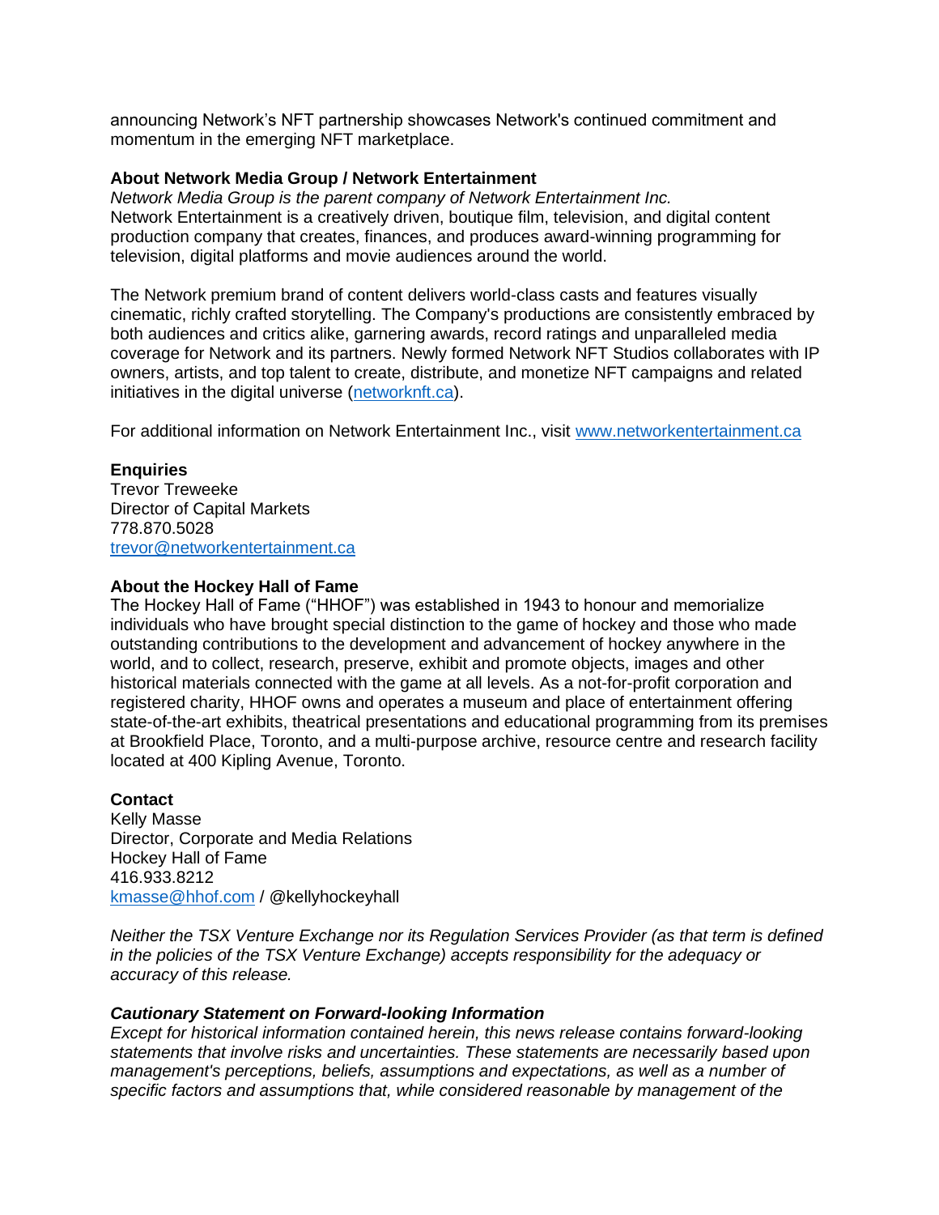announcing Network's NFT partnership showcases Network's continued commitment and momentum in the emerging NFT marketplace.

**About Network Media Group / Network Entertainment**

*Network Media Group is the parent company of Network Entertainment Inc.*
Network Entertainment is a creatively driven, boutique film, television, and digital content production company that creates, finances, and produces award-winning programming for television, digital platforms and movie audiences around the world.

The Network premium brand of content delivers world-class casts and features visually cinematic, richly crafted storytelling. The Company's productions are consistently embraced by both audiences and critics alike, garnering awards, record ratings and unparalleled media coverage for Network and its partners. Newly formed Network NFT Studios collaborates with IP owners, artists, and top talent to create, distribute, and monetize NFT campaigns and related initiatives in the digital universe ([networknft.ca](networknft.ca)).

For additional information on Network Entertainment Inc., visit [www.networkentertainment.ca](www.networkentertainment.ca)

**Enquiries**
Trevor Treweeke
Director of Capital Markets
778.870.5028
[trevor@networkentertainment.ca](mailto:trevor@networkentertainment.ca)

**About the Hockey Hall of Fame**

The Hockey Hall of Fame ("HHOF") was established in 1943 to honour and memorialize individuals who have brought special distinction to the game of hockey and those who made outstanding contributions to the development and advancement of hockey anywhere in the world, and to collect, research, preserve, exhibit and promote objects, images and other historical materials connected with the game at all levels. As a not-for-profit corporation and registered charity, HHOF owns and operates a museum and place of entertainment offering state-of-the-art exhibits, theatrical presentations and educational programming from its premises at Brookfield Place, Toronto, and a multi-purpose archive, resource centre and research facility located at 400 Kipling Avenue, Toronto.

**Contact**
Kelly Masse
Director, Corporate and Media Relations
Hockey Hall of Fame
416.933.8212
[kmasse@hhof.com](mailto:kmasse@hhof.com) / @kellyhockeyhall

*Neither the TSX Venture Exchange nor its Regulation Services Provider (as that term is defined in the policies of the TSX Venture Exchange) accepts responsibility for the adequacy or accuracy of this release.*

***Cautionary Statement on Forward-looking Information***

*Except for historical information contained herein, this news release contains forward-looking statements that involve risks and uncertainties. These statements are necessarily based upon management's perceptions, beliefs, assumptions and expectations, as well as a number of specific factors and assumptions that, while considered reasonable by management of the*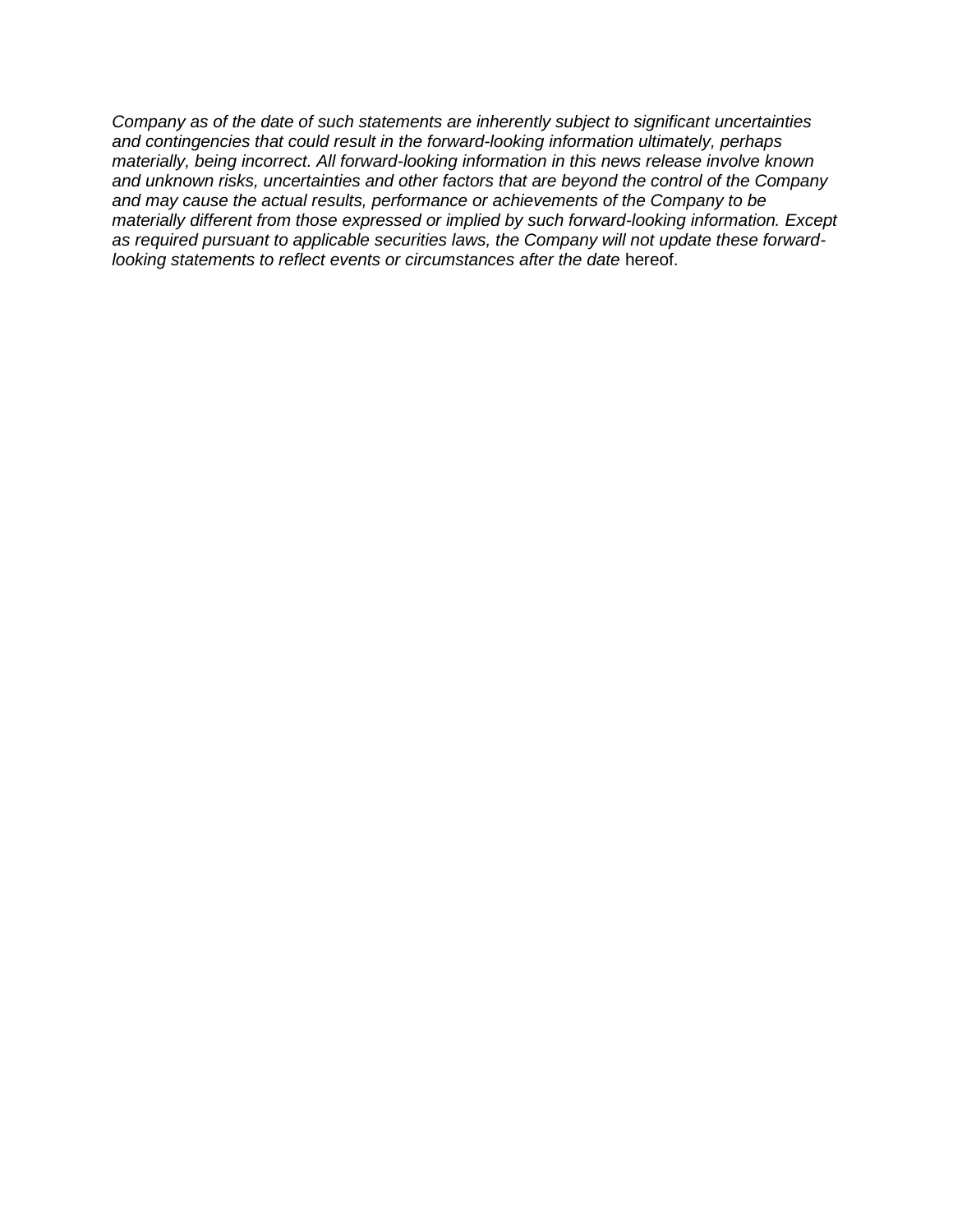*Company as of the date of such statements are inherently subject to significant uncertainties and contingencies that could result in the forward-looking information ultimately, perhaps materially, being incorrect. All forward-looking information in this news release involve known and unknown risks, uncertainties and other factors that are beyond the control of the Company and may cause the actual results, performance or achievements of the Company to be materially different from those expressed or implied by such forward-looking information. Except as required pursuant to applicable securities laws, the Company will not update these forward-looking statements to reflect events or circumstances after the date* hereof.